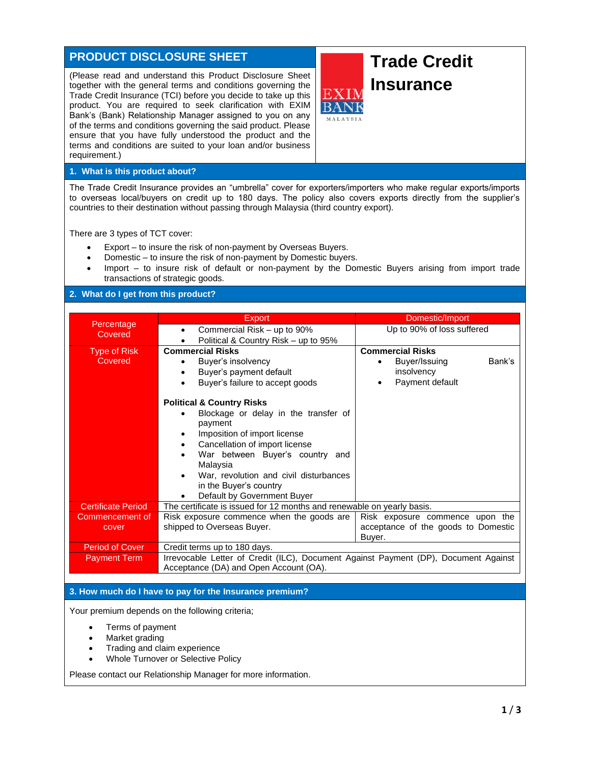# PRODUCT DISCLOSURE SHEET

(Please read and understand this Product Disclosure Sheet together with the general terms and conditions governing the Trade Credit Insurance (TCI) before you decide to take up this product. You are required to seek clarification with EXIM Bank's (Bank) Relationship Manager assigned to you on any of the terms and conditions governing the said product. Please ensure that you have fully understood the product and the terms and conditions are suited to your loan and/or business requirement.)

EXIM BANK MALAYSIA

# Trade Credit Insurance

## 1. What is this product about?

The Trade Credit Insurance provides an "umbrella" cover for exporters/importers who make regular exports/imports to overseas local/buyers on credit up to 180 days. The policy also covers exports directly from the supplier's countries to their destination without passing through Malaysia (third country export).

There are 3 types of TCT cover:

- Export – to insure the risk of non-payment by Overseas Buyers.
- Domestic – to insure the risk of non-payment by Domestic buyers.
- Import – to insure risk of default or non-payment by the Domestic Buyers arising from import trade transactions of strategic goods.

## 2. What do I get from this product?

| | Export | Domestic/Import |
|---|---|---|
| Percentage Covered | • Commercial Risk – up to 90%<br>• Political & Country Risk – up to 95% | Up to 90% of loss suffered |
| Type of Risk Covered | **Commercial Risks**<br>• Buyer's insolvency<br>• Buyer's payment default<br>• Buyer's failure to accept goods<br><br>**Political & Country Risks**<br>• Blockage or delay in the transfer of payment<br>• Imposition of import license<br>• Cancellation of import license<br>• War between Buyer's country and Malaysia<br>• War, revolution and civil disturbances in the Buyer's country<br>• Default by Government Buyer | **Commercial Risks**<br>• Buyer/Issuing Bank's insolvency<br>• Payment default |
| Certificate Period | The certificate is issued for 12 months and renewable on yearly basis. | |
| Commencement of cover | Risk exposure commence when the goods are shipped to Overseas Buyer. | Risk exposure commence upon the acceptance of the goods to Domestic Buyer. |
| Period of Cover | Credit terms up to 180 days. | |
| Payment Term | Irrevocable Letter of Credit (ILC), Document Against Payment (DP), Document Against Acceptance (DA) and Open Account (OA). | |

## 3. How much do I have to pay for the Insurance premium?

Your premium depends on the following criteria;

- Terms of payment
- Market grading
- Trading and claim experience
- Whole Turnover or Selective Policy

Please contact our Relationship Manager for more information.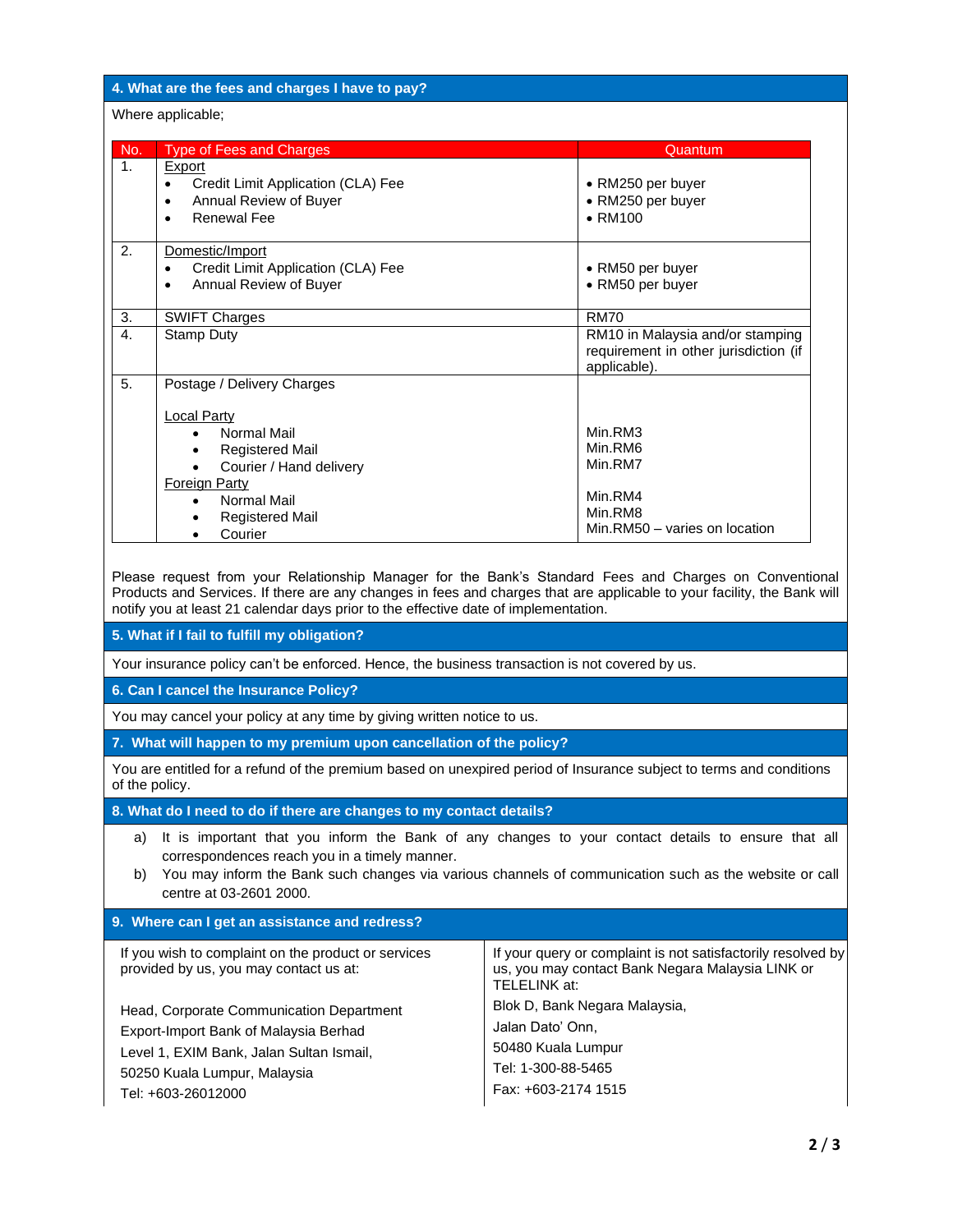## 4. What are the fees and charges I have to pay?

Where applicable;

| No. | Type of Fees and Charges | Quantum |
|---|---|---|
| 1. | <u>Export</u><br>• Credit Limit Application (CLA) Fee<br>• Annual Review of Buyer<br>• Renewal Fee | <br>• RM250 per buyer<br>• RM250 per buyer<br>• RM100 |
| 2. | <u>Domestic/Import</u><br>• Credit Limit Application (CLA) Fee<br>• Annual Review of Buyer | <br>• RM50 per buyer<br>• RM50 per buyer |
| 3. | SWIFT Charges | RM70 |
| 4. | Stamp Duty | RM10 in Malaysia and/or stamping requirement in other jurisdiction (if applicable). |
| 5. | Postage / Delivery Charges<br><br><u>Local Party</u><br>• Normal Mail<br>• Registered Mail<br>• Courier / Hand delivery<br><u>Foreign Party</u><br>• Normal Mail<br>• Registered Mail<br>• Courier | <br><br><br>Min.RM3<br>Min.RM6<br>Min.RM7<br><br>Min.RM4<br>Min.RM8<br>Min.RM50 – varies on location |

Please request from your Relationship Manager for the Bank's Standard Fees and Charges on Conventional Products and Services. If there are any changes in fees and charges that are applicable to your facility, the Bank will notify you at least 21 calendar days prior to the effective date of implementation.

## 5. What if I fail to fulfill my obligation?

Your insurance policy can't be enforced. Hence, the business transaction is not covered by us.

## 6. Can I cancel the Insurance Policy?

You may cancel your policy at any time by giving written notice to us.

## 7. What will happen to my premium upon cancellation of the policy?

You are entitled for a refund of the premium based on unexpired period of Insurance subject to terms and conditions of the policy.

## 8. What do I need to do if there are changes to my contact details?

a) It is important that you inform the Bank of any changes to your contact details to ensure that all correspondences reach you in a timely manner.

b) You may inform the Bank such changes via various channels of communication such as the website or call centre at 03-2601 2000.

## 9. Where can I get an assistance and redress?

If you wish to complaint on the product or services provided by us, you may contact us at:

Head, Corporate Communication Department
Export-Import Bank of Malaysia Berhad
Level 1, EXIM Bank, Jalan Sultan Ismail,
50250 Kuala Lumpur, Malaysia
Tel: +603-26012000

If your query or complaint is not satisfactorily resolved by us, you may contact Bank Negara Malaysia LINK or TELELINK at:

Blok D, Bank Negara Malaysia,
Jalan Dato' Onn,
50480 Kuala Lumpur
Tel: 1-300-88-5465
Fax: +603-2174 1515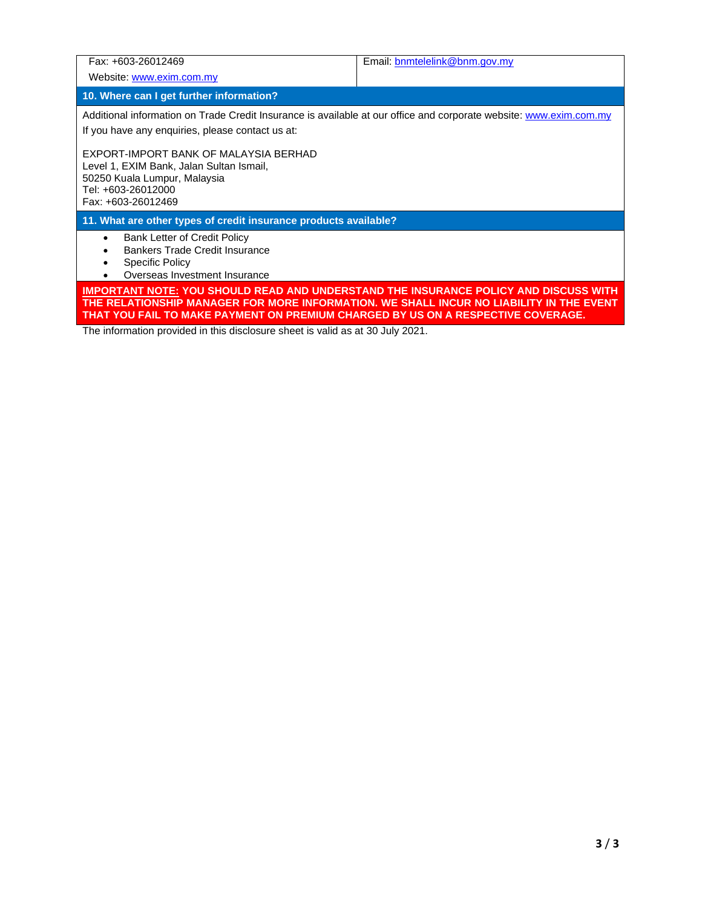| | |
|---|---|
| Fax: +603-26012469<br>Website: www.exim.com.my | Email: bnmtelelink@bnm.gov.my |

## 10. Where can I get further information?

Additional information on Trade Credit Insurance is available at our office and corporate website: www.exim.com.my

If you have any enquiries, please contact us at:

EXPORT-IMPORT BANK OF MALAYSIA BERHAD
Level 1, EXIM Bank, Jalan Sultan Ismail,
50250 Kuala Lumpur, Malaysia
Tel: +603-26012000
Fax: +603-26012469

## 11. What are other types of credit insurance products available?

- Bank Letter of Credit Policy
- Bankers Trade Credit Insurance
- Specific Policy
- Overseas Investment Insurance

**IMPORTANT NOTE: YOU SHOULD READ AND UNDERSTAND THE INSURANCE POLICY AND DISCUSS WITH THE RELATIONSHIP MANAGER FOR MORE INFORMATION. WE SHALL INCUR NO LIABILITY IN THE EVENT THAT YOU FAIL TO MAKE PAYMENT ON PREMIUM CHARGED BY US ON A RESPECTIVE COVERAGE.**

The information provided in this disclosure sheet is valid as at 30 July 2021.